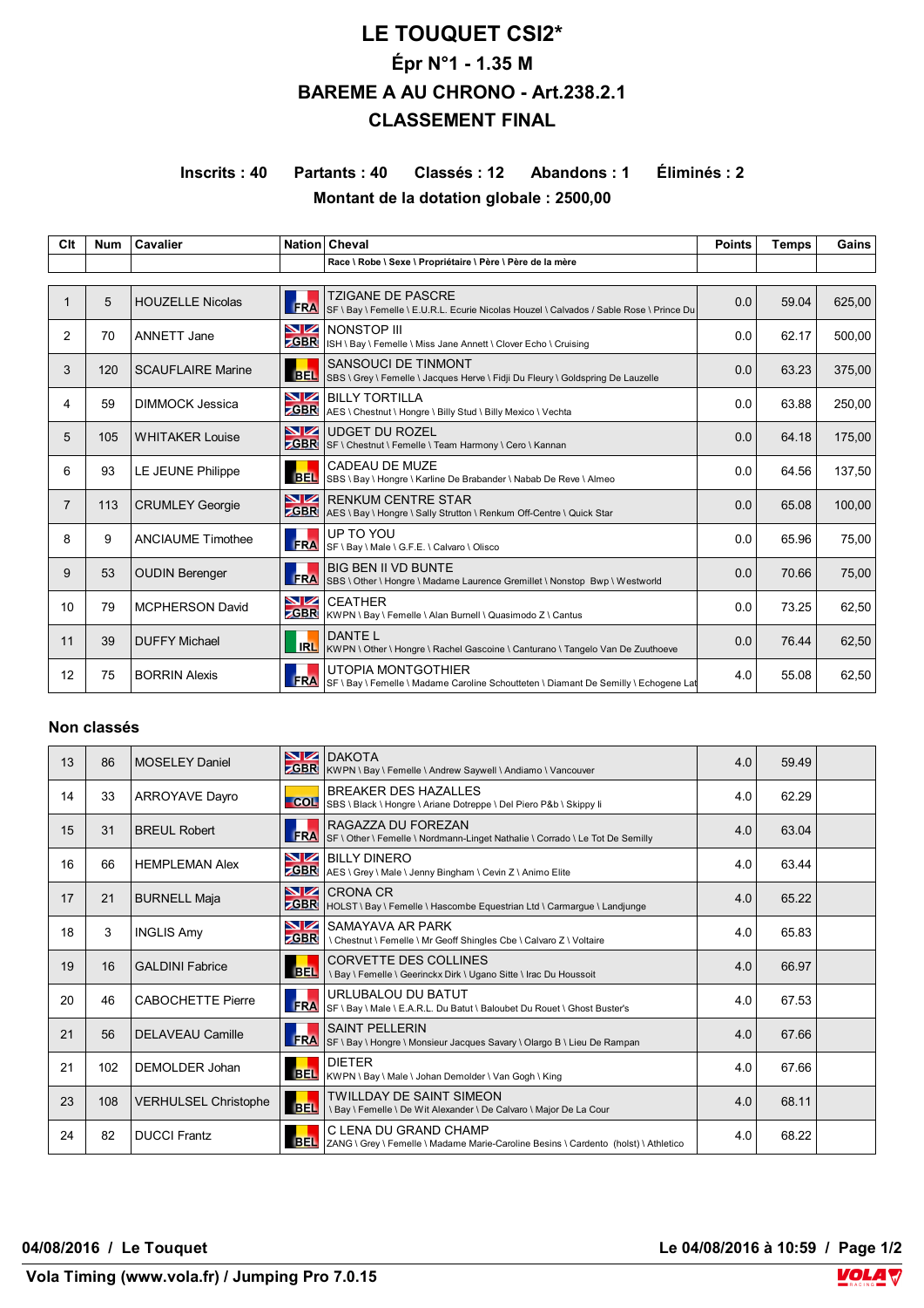# LE TOUQUET CSI2*

## Épr N°1 - 1.35 M

## BAREME A AU CHRONO - Art.238.2.1

## CLASSEMENT FINAL

**Inscrits : 40 Partants : 40 Classés : 12 Abandons : 1 Éliminés : 2**

**Montant de la dotation globale : 2500,00**

| Clt | Num | Cavalier | Nation | Cheval<br>Race \ Robe \ Sexe \ Propriétaire \ Père \ Père de la mère | Points | Temps | Gains |
|---|---|---|---|---|---|---|---|
| 1 | 5 | HOUZELLE Nicolas | FRA | TZIGANE DE PASCRE<br>SF \ Bay \ Femelle \ E.U.R.L. Ecurie Nicolas Houzel \ Calvados / Sable Rose \ Prince Du | 0.0 | 59.04 | 625,00 |
| 2 | 70 | ANNETT Jane | GBR | NONSTOP III<br>ISH \ Bay \ Femelle \ Miss Jane Annett \ Clover Echo \ Cruising | 0.0 | 62.17 | 500,00 |
| 3 | 120 | SCAUFLAIRE Marine | BEL | SANSOUCI DE TINMONT<br>SBS \ Grey \ Femelle \ Jacques Herve \ Fidji Du Fleury \ Goldspring De Lauzelle | 0.0 | 63.23 | 375,00 |
| 4 | 59 | DIMMOCK Jessica | GBR | BILLY TORTILLA<br>AES \ Chestnut \ Hongre \ Billy Stud \ Billy Mexico \ Vechta | 0.0 | 63.88 | 250,00 |
| 5 | 105 | WHITAKER Louise | GBR | UDGET DU ROZEL<br>SF \ Chestnut \ Femelle \ Team Harmony \ Cero \ Kannan | 0.0 | 64.18 | 175,00 |
| 6 | 93 | LE JEUNE Philippe | BEL | CADEAU DE MUZE<br>SBS \ Bay \ Hongre \ Karline De Brabander \ Nabab De Reve \ Almeo | 0.0 | 64.56 | 137,50 |
| 7 | 113 | CRUMLEY Georgie | GBR | RENKUM CENTRE STAR<br>AES \ Bay \ Hongre \ Sally Strutton \ Renkum Off-Centre \ Quick Star | 0.0 | 65.08 | 100,00 |
| 8 | 9 | ANCIAUME Timothee | FRA | UP TO YOU<br>SF \ Bay \ Male \ G.F.E. \ Calvaro \ Olisco | 0.0 | 65.96 | 75,00 |
| 9 | 53 | OUDIN Berenger | FRA | BIG BEN II VD BUNTE<br>SBS \ Other \ Hongre \ Madame Laurence Gremillet \ Nonstop Bwp \ Westworld | 0.0 | 70.66 | 75,00 |
| 10 | 79 | MCPHERSON David | GBR | CEATHER<br>KWPN \ Bay \ Femelle \ Alan Burnell \ Quasimodo Z \ Cantus | 0.0 | 73.25 | 62,50 |
| 11 | 39 | DUFFY Michael | IRL | DANTE L<br>KWPN \ Other \ Hongre \ Rachel Gascoine \ Canturano \ Tangelo Van De Zuuthoeve | 0.0 | 76.44 | 62,50 |
| 12 | 75 | BORRIN Alexis | FRA | UTOPIA MONTGOTHIER<br>SF \ Bay \ Femelle \ Madame Caroline Schoutteten \ Diamant De Semilly \ Echogene Lat | 4.0 | 55.08 | 62,50 |

### Non classés

| Clt | Num | Cavalier | Nation | Cheval | Points | Temps | Gains |
|---|---|---|---|---|---|---|---|
| 13 | 86 | MOSELEY Daniel | GBR | DAKOTA<br>KWPN \ Bay \ Femelle \ Andrew Saywell \ Andiamo \ Vancouver | 4.0 | 59.49 | |
| 14 | 33 | ARROYAVE Dayro | COL | BREAKER DES HAZALLES<br>SBS \ Black \ Hongre \ Ariane Dotreppe \ Del Piero P&b \ Skippy Ii | 4.0 | 62.29 | |
| 15 | 31 | BREUL Robert | FRA | RAGAZZA DU FOREZAN<br>SF \ Other \ Femelle \ Nordmann-Linget Nathalie \ Corrado \ Le Tot De Semilly | 4.0 | 63.04 | |
| 16 | 66 | HEMPLEMAN Alex | GBR | BILLY DINERO<br>AES \ Grey \ Male \ Jenny Bingham \ Cevin Z \ Animo Elite | 4.0 | 63.44 | |
| 17 | 21 | BURNELL Maja | GBR | CRONA CR<br>HOLST \ Bay \ Femelle \ Hascombe Equestrian Ltd \ Carmargue \ Landjunge | 4.0 | 65.22 | |
| 18 | 3 | INGLIS Amy | GBR | SAMAYAVA AR PARK<br>\ Chestnut \ Femelle \ Mr Geoff Shingles Cbe \ Calvaro Z \ Voltaire | 4.0 | 65.83 | |
| 19 | 16 | GALDINI Fabrice | BEL | CORVETTE DES COLLINES<br>\ Bay \ Femelle \ Geerinckx Dirk \ Ugano Sitte \ Irac Du Houssoit | 4.0 | 66.97 | |
| 20 | 46 | CABOCHETTE Pierre | FRA | URLUBALOU DU BATUT<br>SF \ Bay \ Male \ E.A.R.L. Du Batut \ Baloubet Du Rouet \ Ghost Buster's | 4.0 | 67.53 | |
| 21 | 56 | DELAVEAU Camille | FRA | SAINT PELLERIN<br>SF \ Bay \ Hongre \ Monsieur Jacques Savary \ Olargo B \ Lieu De Rampan | 4.0 | 67.66 | |
| 21 | 102 | DEMOLDER Johan | BEL | DIETER<br>KWPN \ Bay \ Male \ Johan Demolder \ Van Gogh \ King | 4.0 | 67.66 | |
| 23 | 108 | VERHULSEL Christophe | BEL | TWILLDAY DE SAINT SIMEON<br>\ Bay \ Femelle \ De Wit Alexander \ De Calvaro \ Major De La Cour | 4.0 | 68.11 | |
| 24 | 82 | DUCCI Frantz | BEL | C LENA DU GRAND CHAMP<br>ZANG \ Grey \ Femelle \ Madame Marie-Caroline Besins \ Cardento (holst) \ Athletico | 4.0 | 68.22 | |

**04/08/2016 / Le Touquet** **Le 04/08/2016 à 10:59**

**Vola Timing (www.vola.fr) / Jumping Pro 7.0.15**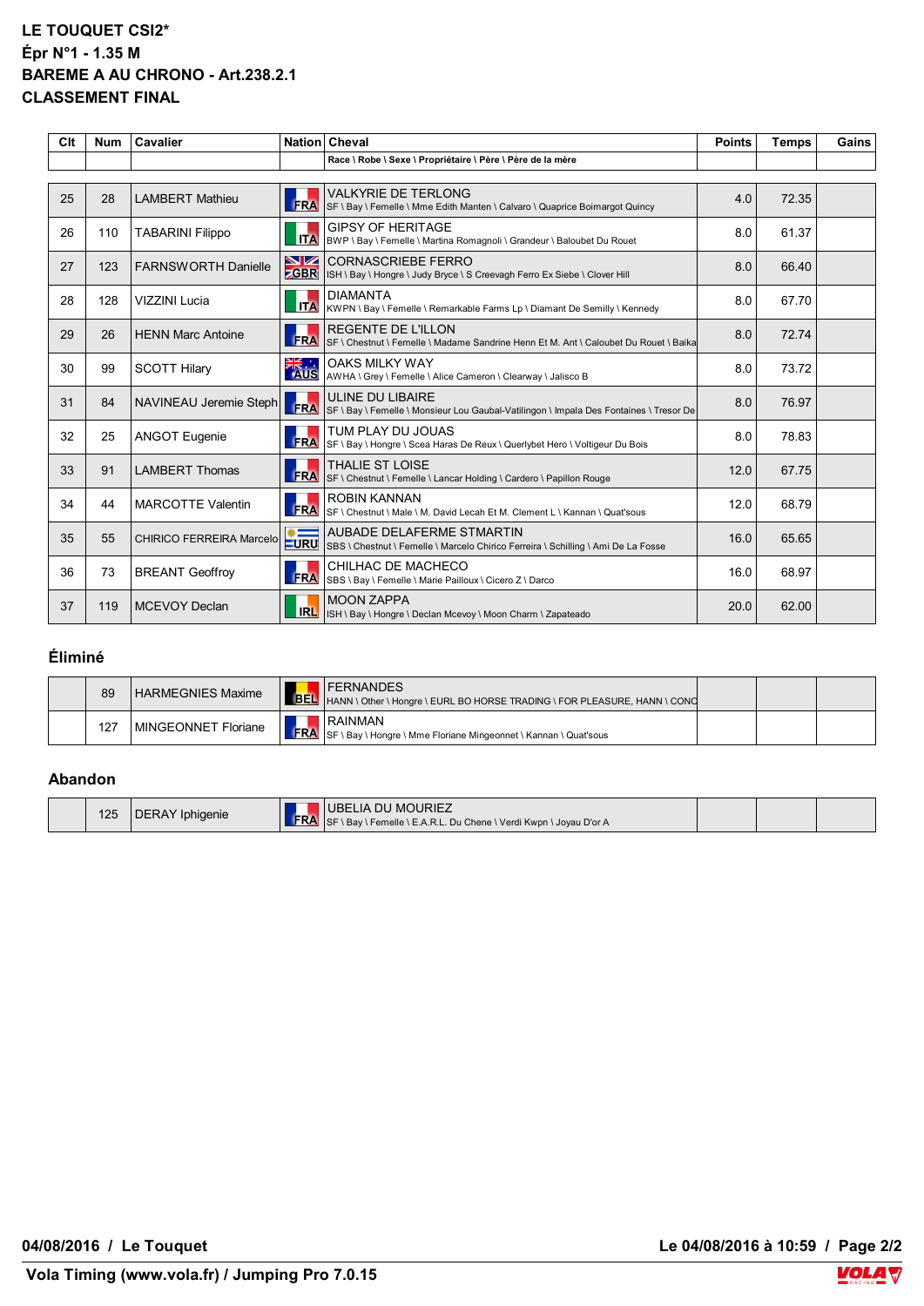# LE TOUQUET CSI2*

## Épr N°1 - 1.35 M

## BAREME A AU CHRONO - Art.238.2.1

## CLASSEMENT FINAL

| Clt | Num | Cavalier | Nation | Cheval | Points | Temps | Gains |
|---|---|---|---|---|---|---|---|
| | | | | Race \ Robe \ Sexe \ Propriétaire \ Père \ Père de la mère | | | |
| 25 | 28 | LAMBERT Mathieu | FRA | VALKYRIE DE TERLONG<br>SF \ Bay \ Femelle \ Mme Edith Manten \ Calvaro \ Quaprice Boimargot Quincy | 4.0 | 72.35 | |
| 26 | 110 | TABARINI Filippo | ITA | GIPSY OF HERITAGE<br>BWP \ Bay \ Femelle \ Martina Romagnoli \ Grandeur \ Baloubet Du Rouet | 8.0 | 61.37 | |
| 27 | 123 | FARNSWORTH Danielle | GBR | CORNASCRIEBE FERRO<br>ISH \ Bay \ Hongre \ Judy Bryce \ S Creevagh Ferro Ex Siebe \ Clover Hill | 8.0 | 66.40 | |
| 28 | 128 | VIZZINI Lucia | ITA | DIAMANTA<br>KWPN \ Bay \ Femelle \ Remarkable Farms Lp \ Diamant De Semilly \ Kennedy | 8.0 | 67.70 | |
| 29 | 26 | HENN Marc Antoine | FRA | REGENTE DE L'ILLON<br>SF \ Chestnut \ Femelle \ Madame Sandrine Henn Et M. Ant \ Caloubet Du Rouet \ Baika | 8.0 | 72.74 | |
| 30 | 99 | SCOTT Hilary | AUS | OAKS MILKY WAY<br>AWHA \ Grey \ Femelle \ Alice Cameron \ Clearway \ Jalisco B | 8.0 | 73.72 | |
| 31 | 84 | NAVINEAU Jeremie Steph | FRA | ULINE DU LIBAIRE<br>SF \ Bay \ Femelle \ Monsieur Lou Gaubal-Vatilingon \ Impala Des Fontaines \ Tresor De | 8.0 | 76.97 | |
| 32 | 25 | ANGOT Eugenie | FRA | TUM PLAY DU JOUAS<br>SF \ Bay \ Hongre \ Scea Haras De Reux \ Querlybet Hero \ Voltigeur Du Bois | 8.0 | 78.83 | |
| 33 | 91 | LAMBERT Thomas | FRA | THALIE ST LOISE<br>SF \ Chestnut \ Femelle \ Lancar Holding \ Cardero \ Papillon Rouge | 12.0 | 67.75 | |
| 34 | 44 | MARCOTTE Valentin | FRA | ROBIN KANNAN<br>SF \ Chestnut \ Male \ M. David Lecah Et M. Clement L \ Kannan \ Quat'sous | 12.0 | 68.79 | |
| 35 | 55 | CHIRICO FERREIRA Marcelo | URU | AUBADE DELAFERME STMARTIN<br>SBS \ Chestnut \ Femelle \ Marcelo Chirico Ferreira \ Schilling \ Ami De La Fosse | 16.0 | 65.65 | |
| 36 | 73 | BREANT Geoffroy | FRA | CHILHAC DE MACHECO<br>SBS \ Bay \ Femelle \ Marie Pailloux \ Cicero Z \ Darco | 16.0 | 68.97 | |
| 37 | 119 | MCEVOY Declan | IRL | MOON ZAPPA<br>ISH \ Bay \ Hongre \ Declan Mcevoy \ Moon Charm \ Zapateado | 20.0 | 62.00 | |

### Éliminé

| Clt | Num | Cavalier | Nation | Cheval | Points | Temps | Gains |
|---|---|---|---|---|---|---|---|
| | 89 | HARMEGNIES Maxime | BEL | FERNANDES<br>HANN \ Other \ Hongre \ EURL BO HORSE TRADING \ FOR PLEASURE, HANN \ CONC | | | |
| | 127 | MINGEONNET Floriane | FRA | RAINMAN<br>SF \ Bay \ Hongre \ Mme Floriane Mingeonnet \ Kannan \ Quat'sous | | | |

### Abandon

| Clt | Num | Cavalier | Nation | Cheval | Points | Temps | Gains |
|---|---|---|---|---|---|---|---|
| | 125 | DERAY Iphigenie | FRA | UBELIA DU MOURIEZ<br>SF \ Bay \ Femelle \ E.A.R.L. Du Chene \ Verdi Kwpn \ Joyau D'or A | | | |

**04/08/2016 / Le Touquet** — **Le 04/08/2016 à 10:59**

**Vola Timing (www.vola.fr) / Jumping Pro 7.0.15**